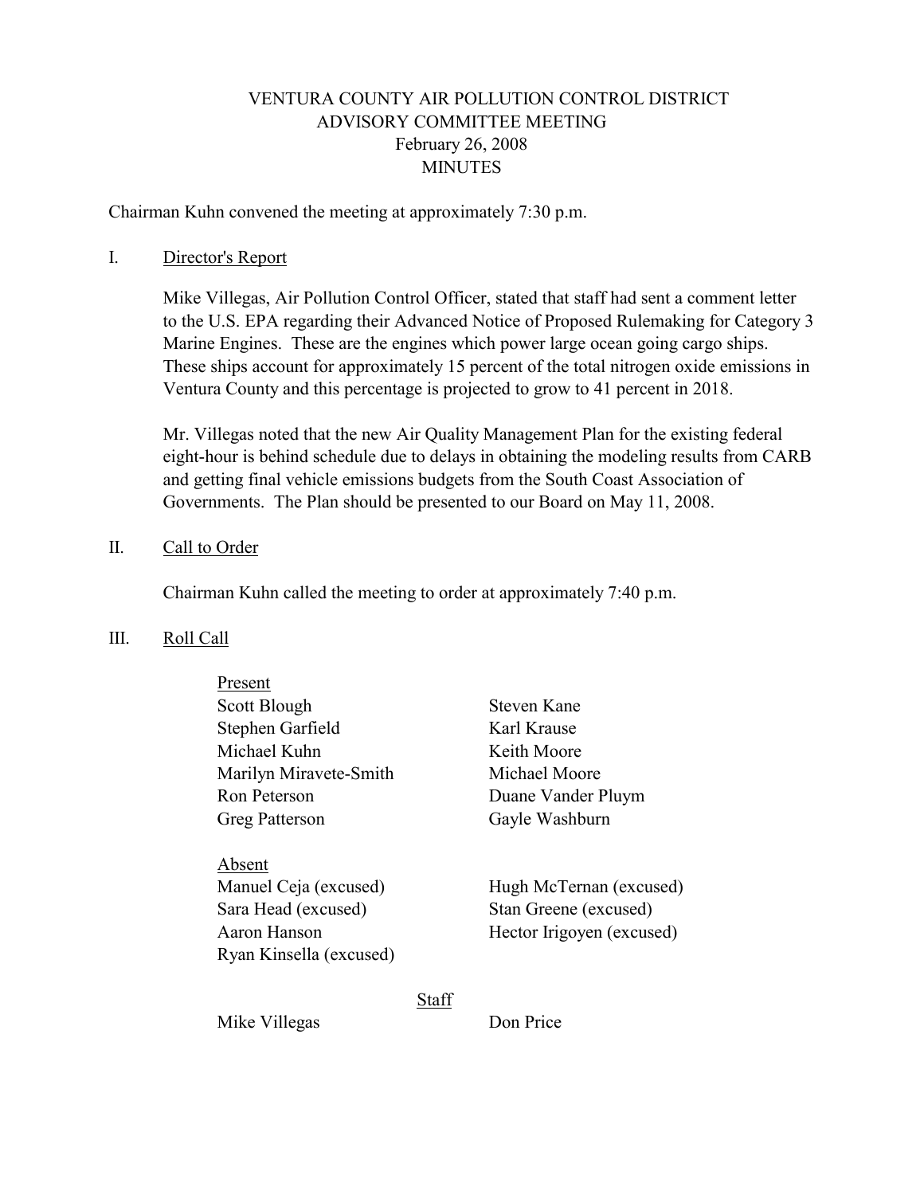# VENTURA COUNTY AIR POLLUTION CONTROL DISTRICT
## ADVISORY COMMITTEE MEETING
## February 26, 2008
## MINUTES

Chairman Kuhn convened the meeting at approximately 7:30 p.m.

I. Director's Report

Mike Villegas, Air Pollution Control Officer, stated that staff had sent a comment letter to the U.S. EPA regarding their Advanced Notice of Proposed Rulemaking for Category 3 Marine Engines. These are the engines which power large ocean going cargo ships. These ships account for approximately 15 percent of the total nitrogen oxide emissions in Ventura County and this percentage is projected to grow to 41 percent in 2018.

Mr. Villegas noted that the new Air Quality Management Plan for the existing federal eight-hour is behind schedule due to delays in obtaining the modeling results from CARB and getting final vehicle emissions budgets from the South Coast Association of Governments. The Plan should be presented to our Board on May 11, 2008.

II. Call to Order

Chairman Kuhn called the meeting to order at approximately 7:40 p.m.

III. Roll Call

Present

- Scott Blough
- Stephen Garfield
- Michael Kuhn
- Marilyn Miravete-Smith
- Ron Peterson
- Greg Patterson
- Steven Kane
- Karl Krause
- Keith Moore
- Michael Moore
- Duane Vander Pluym
- Gayle Washburn

Absent

- Manuel Ceja (excused)
- Sara Head (excused)
- Aaron Hanson
- Ryan Kinsella (excused)
- Hugh McTernan (excused)
- Stan Greene (excused)
- Hector Irigoyen (excused)

Staff

- Mike Villegas
- Don Price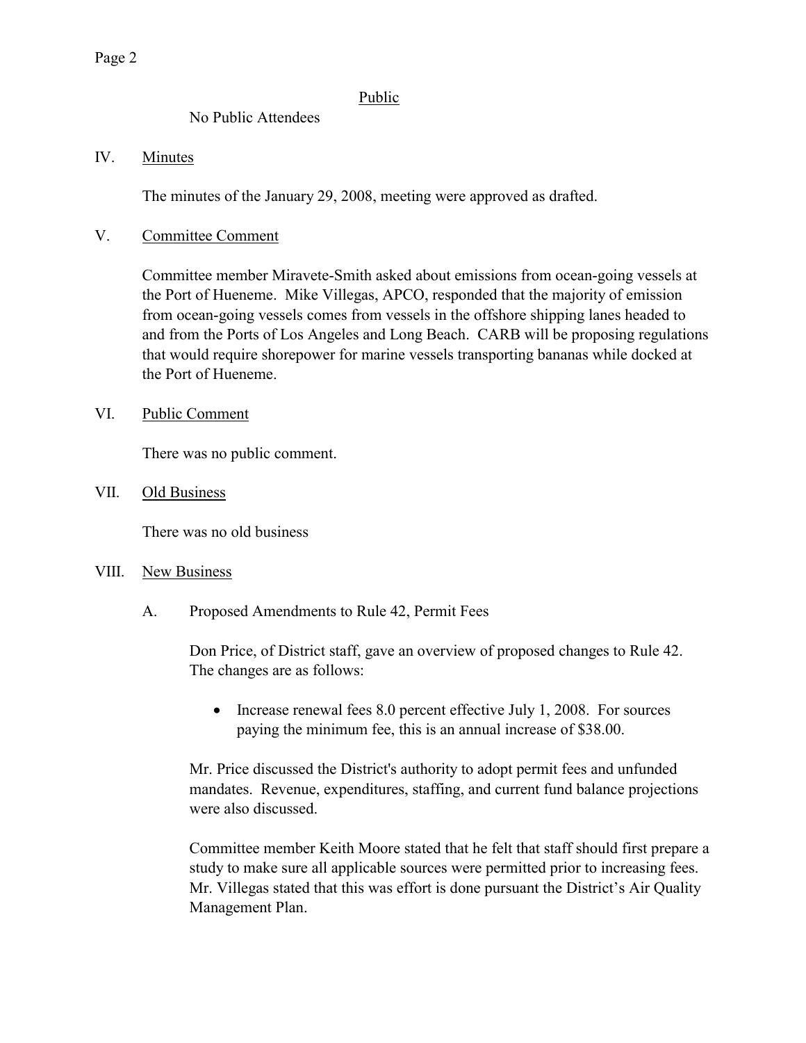Public

No Public Attendees

IV. Minutes

The minutes of the January 29, 2008, meeting were approved as drafted.

V. Committee Comment

Committee member Miravete-Smith asked about emissions from ocean-going vessels at the Port of Hueneme. Mike Villegas, APCO, responded that the majority of emission from ocean-going vessels comes from vessels in the offshore shipping lanes headed to and from the Ports of Los Angeles and Long Beach. CARB will be proposing regulations that would require shorepower for marine vessels transporting bananas while docked at the Port of Hueneme.

VI. Public Comment

There was no public comment.

VII. Old Business

There was no old business

VIII. New Business

A. Proposed Amendments to Rule 42, Permit Fees

Don Price, of District staff, gave an overview of proposed changes to Rule 42. The changes are as follows:

- Increase renewal fees 8.0 percent effective July 1, 2008. For sources paying the minimum fee, this is an annual increase of $38.00.

Mr. Price discussed the District's authority to adopt permit fees and unfunded mandates. Revenue, expenditures, staffing, and current fund balance projections were also discussed.

Committee member Keith Moore stated that he felt that staff should first prepare a study to make sure all applicable sources were permitted prior to increasing fees. Mr. Villegas stated that this was effort is done pursuant the District's Air Quality Management Plan.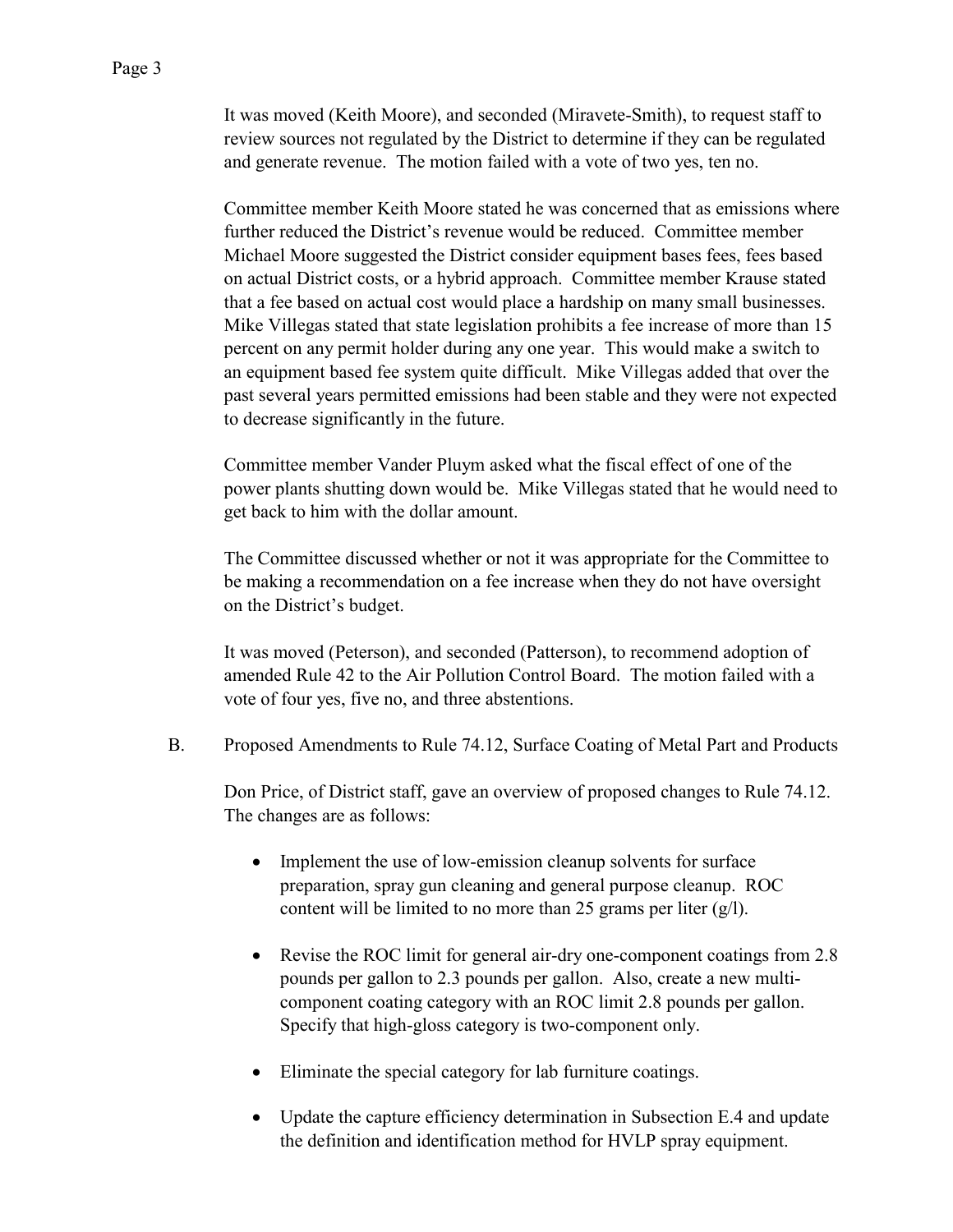It was moved (Keith Moore), and seconded (Miravete-Smith), to request staff to review sources not regulated by the District to determine if they can be regulated and generate revenue. The motion failed with a vote of two yes, ten no.

Committee member Keith Moore stated he was concerned that as emissions where further reduced the District's revenue would be reduced. Committee member Michael Moore suggested the District consider equipment bases fees, fees based on actual District costs, or a hybrid approach. Committee member Krause stated that a fee based on actual cost would place a hardship on many small businesses. Mike Villegas stated that state legislation prohibits a fee increase of more than 15 percent on any permit holder during any one year. This would make a switch to an equipment based fee system quite difficult. Mike Villegas added that over the past several years permitted emissions had been stable and they were not expected to decrease significantly in the future.

Committee member Vander Pluym asked what the fiscal effect of one of the power plants shutting down would be. Mike Villegas stated that he would need to get back to him with the dollar amount.

The Committee discussed whether or not it was appropriate for the Committee to be making a recommendation on a fee increase when they do not have oversight on the District's budget.

It was moved (Peterson), and seconded (Patterson), to recommend adoption of amended Rule 42 to the Air Pollution Control Board. The motion failed with a vote of four yes, five no, and three abstentions.

B. Proposed Amendments to Rule 74.12, Surface Coating of Metal Part and Products

Don Price, of District staff, gave an overview of proposed changes to Rule 74.12. The changes are as follows:

- Implement the use of low-emission cleanup solvents for surface preparation, spray gun cleaning and general purpose cleanup. ROC content will be limited to no more than 25 grams per liter (g/l).
- Revise the ROC limit for general air-dry one-component coatings from 2.8 pounds per gallon to 2.3 pounds per gallon. Also, create a new multi-component coating category with an ROC limit 2.8 pounds per gallon. Specify that high-gloss category is two-component only.
- Eliminate the special category for lab furniture coatings.
- Update the capture efficiency determination in Subsection E.4 and update the definition and identification method for HVLP spray equipment.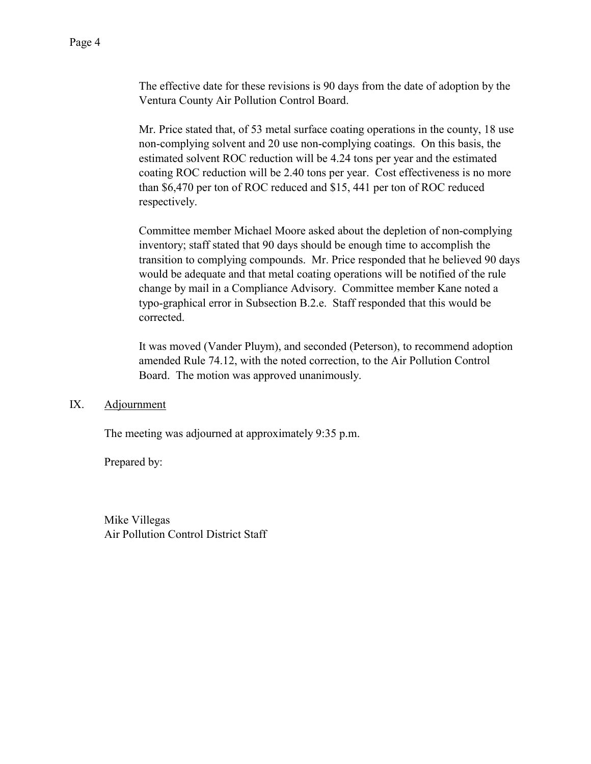The effective date for these revisions is 90 days from the date of adoption by the Ventura County Air Pollution Control Board.

Mr. Price stated that, of 53 metal surface coating operations in the county, 18 use non-complying solvent and 20 use non-complying coatings. On this basis, the estimated solvent ROC reduction will be 4.24 tons per year and the estimated coating ROC reduction will be 2.40 tons per year. Cost effectiveness is no more than $6,470 per ton of ROC reduced and $15, 441 per ton of ROC reduced respectively.

Committee member Michael Moore asked about the depletion of non-complying inventory; staff stated that 90 days should be enough time to accomplish the transition to complying compounds. Mr. Price responded that he believed 90 days would be adequate and that metal coating operations will be notified of the rule change by mail in a Compliance Advisory. Committee member Kane noted a typo-graphical error in Subsection B.2.e. Staff responded that this would be corrected.

It was moved (Vander Pluym), and seconded (Peterson), to recommend adoption amended Rule 74.12, with the noted correction, to the Air Pollution Control Board. The motion was approved unanimously.

## IX. Adjournment

The meeting was adjourned at approximately 9:35 p.m.

Prepared by:

Mike Villegas
Air Pollution Control District Staff